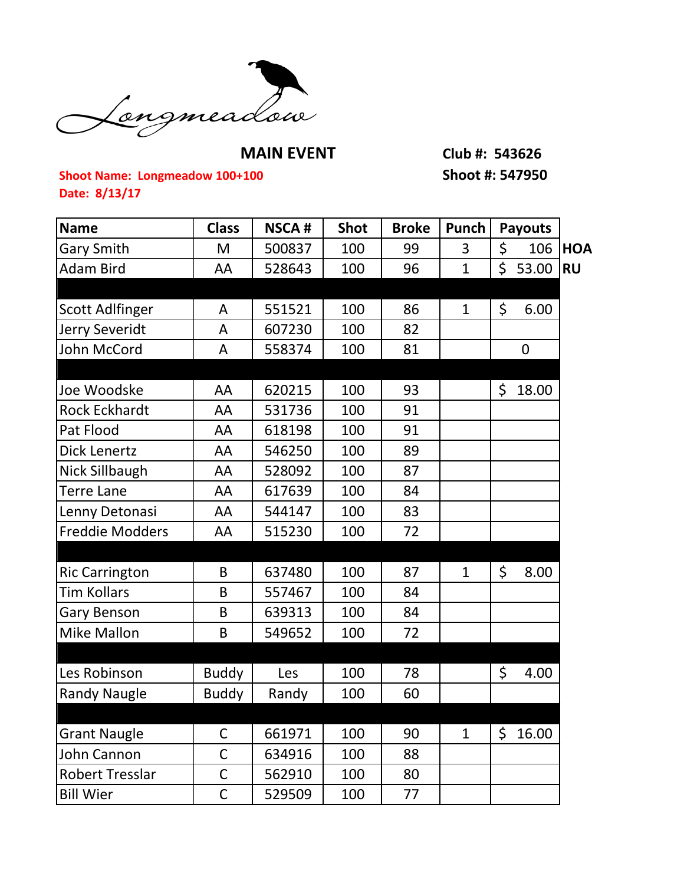Longmeadow

## MAIN EVENT

**Club #: 543626**
**Shoot #: 547950**

**Shoot Name: Longmeadow 100+100**
**Date: 8/13/17**

| Name | Class | NSCA # | Shot | Broke | Punch | Payouts | |
|---|---|---|---|---|---|---|---|
| Gary Smith | M | 500837 | 100 | 99 | 3 | $ 106 | HOA |
| Adam Bird | AA | 528643 | 100 | 96 | 1 | $ 53.00 | RU |
| | | | | | | | |
| Scott Adlfinger | A | 551521 | 100 | 86 | 1 | $ 6.00 | |
| Jerry Severidt | A | 607230 | 100 | 82 | | | |
| John McCord | A | 558374 | 100 | 81 | | 0 | |
| | | | | | | | |
| Joe Woodske | AA | 620215 | 100 | 93 | | $ 18.00 | |
| Rock Eckhardt | AA | 531736 | 100 | 91 | | | |
| Pat Flood | AA | 618198 | 100 | 91 | | | |
| Dick Lenertz | AA | 546250 | 100 | 89 | | | |
| Nick Sillbaugh | AA | 528092 | 100 | 87 | | | |
| Terre Lane | AA | 617639 | 100 | 84 | | | |
| Lenny Detonasi | AA | 544147 | 100 | 83 | | | |
| Freddie Modders | AA | 515230 | 100 | 72 | | | |
| | | | | | | | |
| Ric Carrington | B | 637480 | 100 | 87 | 1 | $ 8.00 | |
| Tim Kollars | B | 557467 | 100 | 84 | | | |
| Gary Benson | B | 639313 | 100 | 84 | | | |
| Mike Mallon | B | 549652 | 100 | 72 | | | |
| | | | | | | | |
| Les Robinson | Buddy | Les | 100 | 78 | | $ 4.00 | |
| Randy Naugle | Buddy | Randy | 100 | 60 | | | |
| | | | | | | | |
| Grant Naugle | C | 661971 | 100 | 90 | 1 | $ 16.00 | |
| John Cannon | C | 634916 | 100 | 88 | | | |
| Robert Tresslar | C | 562910 | 100 | 80 | | | |
| Bill Wier | C | 529509 | 100 | 77 | | | |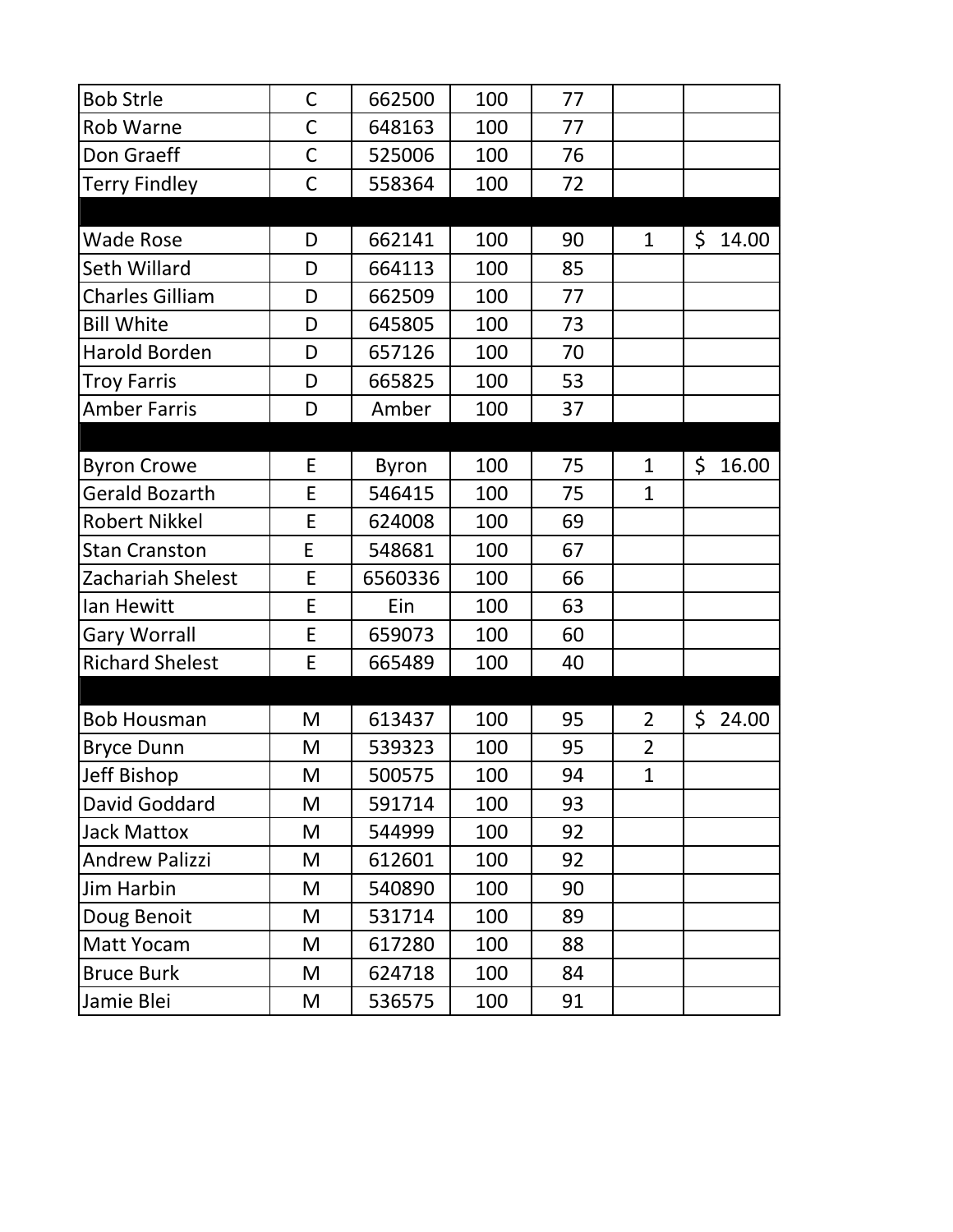| | | | | | | |
|---|---|---|---|---|---|---|
| Bob Strle | C | 662500 | 100 | 77 | | |
| Rob Warne | C | 648163 | 100 | 77 | | |
| Don Graeff | C | 525006 | 100 | 76 | | |
| Terry Findley | C | 558364 | 100 | 72 | | |
| | | | | | | |
| Wade Rose | D | 662141 | 100 | 90 | 1 | $ 14.00 |
| Seth Willard | D | 664113 | 100 | 85 | | |
| Charles Gilliam | D | 662509 | 100 | 77 | | |
| Bill White | D | 645805 | 100 | 73 | | |
| Harold Borden | D | 657126 | 100 | 70 | | |
| Troy Farris | D | 665825 | 100 | 53 | | |
| Amber Farris | D | Amber | 100 | 37 | | |
| | | | | | | |
| Byron Crowe | E | Byron | 100 | 75 | 1 | $ 16.00 |
| Gerald Bozarth | E | 546415 | 100 | 75 | 1 | |
| Robert Nikkel | E | 624008 | 100 | 69 | | |
| Stan Cranston | E | 548681 | 100 | 67 | | |
| Zachariah Shelest | E | 6560336 | 100 | 66 | | |
| Ian Hewitt | E | Ein | 100 | 63 | | |
| Gary Worrall | E | 659073 | 100 | 60 | | |
| Richard Shelest | E | 665489 | 100 | 40 | | |
| | | | | | | |
| Bob Housman | M | 613437 | 100 | 95 | 2 | $ 24.00 |
| Bryce Dunn | M | 539323 | 100 | 95 | 2 | |
| Jeff Bishop | M | 500575 | 100 | 94 | 1 | |
| David Goddard | M | 591714 | 100 | 93 | | |
| Jack Mattox | M | 544999 | 100 | 92 | | |
| Andrew Palizzi | M | 612601 | 100 | 92 | | |
| Jim Harbin | M | 540890 | 100 | 90 | | |
| Doug Benoit | M | 531714 | 100 | 89 | | |
| Matt Yocam | M | 617280 | 100 | 88 | | |
| Bruce Burk | M | 624718 | 100 | 84 | | |
| Jamie Blei | M | 536575 | 100 | 91 | | |